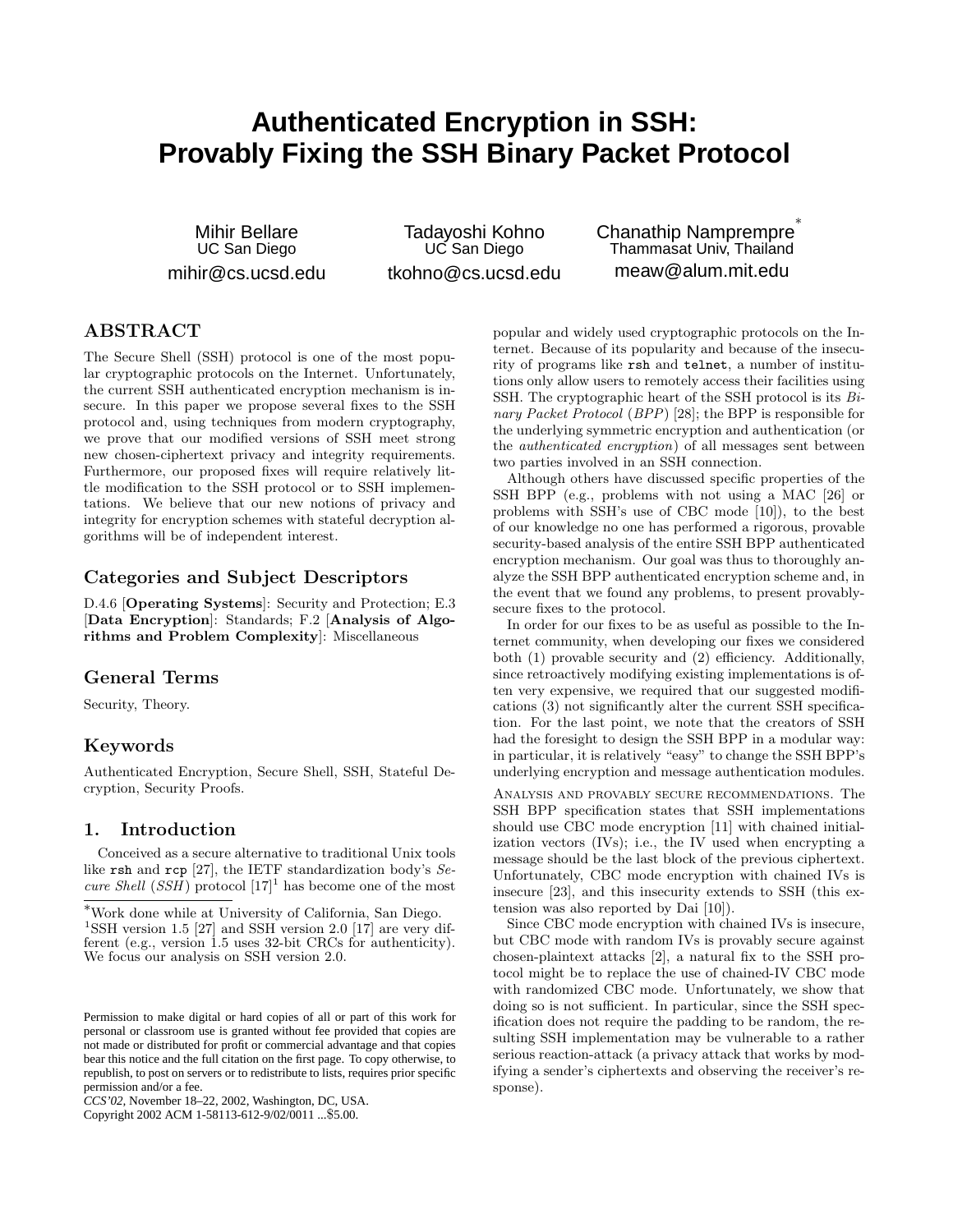# Authenticated Encryption in SSH: Provably Fixing the SSH Binary Packet Protocol

Mihir Bellare
UC San Diego
mihir@cs.ucsd.edu

Tadayoshi Kohno
UC San Diego
tkohno@cs.ucsd.edu

Chanathip Namprempre*
Thammasat Univ, Thailand
meaw@alum.mit.edu

## ABSTRACT

The Secure Shell (SSH) protocol is one of the most popular cryptographic protocols on the Internet. Unfortunately, the current SSH authenticated encryption mechanism is insecure. In this paper we propose several fixes to the SSH protocol and, using techniques from modern cryptography, we prove that our modified versions of SSH meet strong new chosen-ciphertext privacy and integrity requirements. Furthermore, our proposed fixes will require relatively little modification to the SSH protocol or to SSH implementations. We believe that our new notions of privacy and integrity for encryption schemes with stateful decryption algorithms will be of independent interest.

### Categories and Subject Descriptors

D.4.6 [**Operating Systems**]: Security and Protection; E.3 [**Data Encryption**]: Standards; F.2 [**Analysis of Algorithms and Problem Complexity**]: Miscellaneous

### General Terms

Security, Theory.

### Keywords

Authenticated Encryption, Secure Shell, SSH, Stateful Decryption, Security Proofs.

## 1. Introduction

Conceived as a secure alternative to traditional Unix tools like `rsh` and `rcp` [27], the IETF standardization body's *Secure Shell* (*SSH*) protocol [17][1] has become one of the most popular and widely used cryptographic protocols on the Internet. Because of its popularity and because of the insecurity of programs like `rsh` and `telnet`, a number of institutions only allow users to remotely access their facilities using SSH. The cryptographic heart of the SSH protocol is its *Binary Packet Protocol* (*BPP*) [28]; the BPP is responsible for the underlying symmetric encryption and authentication (or the *authenticated encryption*) of all messages sent between two parties involved in an SSH connection.

Although others have discussed specific properties of the SSH BPP (e.g., problems with not using a MAC [26] or problems with SSH's use of CBC mode [10]), to the best of our knowledge no one has performed a rigorous, provable security-based analysis of the entire SSH BPP authenticated encryption mechanism. Our goal was thus to thoroughly analyze the SSH BPP authenticated encryption scheme and, in the event that we found any problems, to present provably-secure fixes to the protocol.

In order for our fixes to be as useful as possible to the Internet community, when developing our fixes we considered both (1) provable security and (2) efficiency. Additionally, since retroactively modifying existing implementations is often very expensive, we required that our suggested modifications (3) not significantly alter the current SSH specification. For the last point, we note that the creators of SSH had the foresight to design the SSH BPP in a modular way: in particular, it is relatively "easy" to change the SSH BPP's underlying encryption and message authentication modules.

Analysis and provably secure recommendations. The SSH BPP specification states that SSH implementations should use CBC mode encryption [11] with chained initialization vectors (IVs); i.e., the IV used when encrypting a message should be the last block of the previous ciphertext. Unfortunately, CBC mode encryption with chained IVs is insecure [23], and this insecurity extends to SSH (this extension was also reported by Dai [10]).

Since CBC mode encryption with chained IVs is insecure, but CBC mode with random IVs is provably secure against chosen-plaintext attacks [2], a natural fix to the SSH protocol might be to replace the use of chained-IV CBC mode with randomized CBC mode. Unfortunately, we show that doing so is not sufficient. In particular, since the SSH specification does not require the padding to be random, the resulting SSH implementation may be vulnerable to a rather serious reaction-attack (a privacy attack that works by modifying a sender's ciphertexts and observing the receiver's response).

*Work done while at University of California, San Diego.

[1]SSH version 1.5 [27] and SSH version 2.0 [17] are very different (e.g., version 1.5 uses 32-bit CRCs for authenticity). We focus our analysis on SSH version 2.0.

Permission to make digital or hard copies of all or part of this work for personal or classroom use is granted without fee provided that copies are not made or distributed for profit or commercial advantage and that copies bear this notice and the full citation on the first page. To copy otherwise, to republish, to post on servers or to redistribute to lists, requires prior specific permission and/or a fee.
*CCS'02*, November 18–22, 2002, Washington, DC, USA.
Copyright 2002 ACM 1-58113-612-9/02/0011 ...$5.00.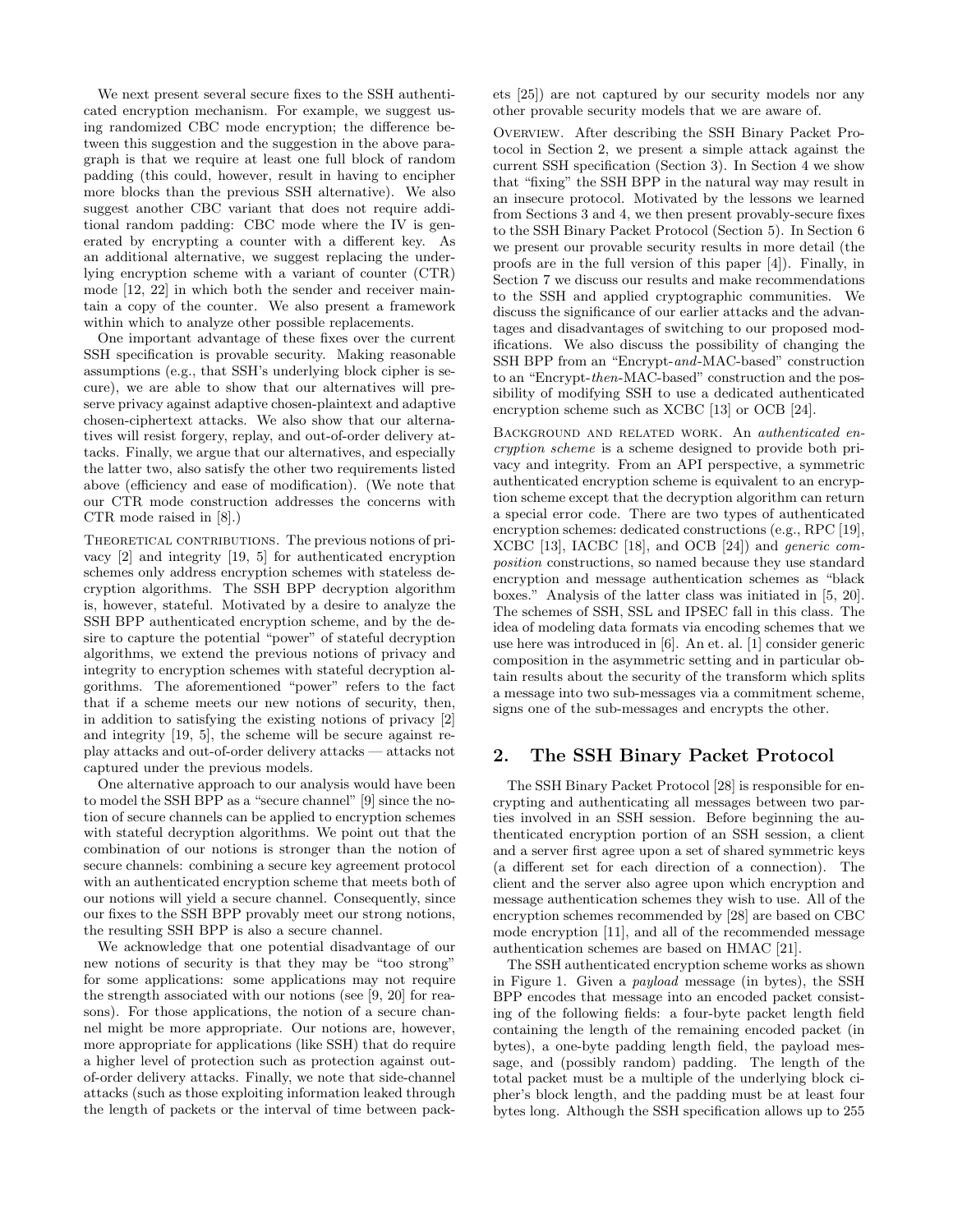We next present several secure fixes to the SSH authenticated encryption mechanism. For example, we suggest using randomized CBC mode encryption; the difference between this suggestion and the suggestion in the above paragraph is that we require at least one full block of random padding (this could, however, result in having to encipher more blocks than the previous SSH alternative). We also suggest another CBC variant that does not require additional random padding: CBC mode where the IV is generated by encrypting a counter with a different key. As an additional alternative, we suggest replacing the underlying encryption scheme with a variant of counter (CTR) mode [12, 22] in which both the sender and receiver maintain a copy of the counter. We also present a framework within which to analyze other possible replacements.

One important advantage of these fixes over the current SSH specification is provable security. Making reasonable assumptions (e.g., that SSH's underlying block cipher is secure), we are able to show that our alternatives will preserve privacy against adaptive chosen-plaintext and adaptive chosen-ciphertext attacks. We also show that our alternatives will resist forgery, replay, and out-of-order delivery attacks. Finally, we argue that our alternatives, and especially the latter two, also satisfy the other two requirements listed above (efficiency and ease of modification). (We note that our CTR mode construction addresses the concerns with CTR mode raised in [8].)

Theoretical contributions. The previous notions of privacy [2] and integrity [19, 5] for authenticated encryption schemes only address encryption schemes with stateless decryption algorithms. The SSH BPP decryption algorithm is, however, stateful. Motivated by a desire to analyze the SSH BPP authenticated encryption scheme, and by the desire to capture the potential "power" of stateful decryption algorithms, we extend the previous notions of privacy and integrity to encryption schemes with stateful decryption algorithms. The aforementioned "power" refers to the fact that if a scheme meets our new notions of security, then, in addition to satisfying the existing notions of privacy [2] and integrity [19, 5], the scheme will be secure against replay attacks and out-of-order delivery attacks — attacks not captured under the previous models.

One alternative approach to our analysis would have been to model the SSH BPP as a "secure channel" [9] since the notion of secure channels can be applied to encryption schemes with stateful decryption algorithms. We point out that the combination of our notions is stronger than the notion of secure channels: combining a secure key agreement protocol with an authenticated encryption scheme that meets both of our notions will yield a secure channel. Consequently, since our fixes to the SSH BPP provably meet our strong notions, the resulting SSH BPP is also a secure channel.

We acknowledge that one potential disadvantage of our new notions of security is that they may be "too strong" for some applications: some applications may not require the strength associated with our notions (see [9, 20] for reasons). For those applications, the notion of a secure channel might be more appropriate. Our notions are, however, more appropriate for applications (like SSH) that do require a higher level of protection such as protection against out-of-order delivery attacks. Finally, we note that side-channel attacks (such as those exploiting information leaked through the length of packets or the interval of time between packets [25]) are not captured by our security models nor any other provable security models that we are aware of.

Overview. After describing the SSH Binary Packet Protocol in Section 2, we present a simple attack against the current SSH specification (Section 3). In Section 4 we show that "fixing" the SSH BPP in the natural way may result in an insecure protocol. Motivated by the lessons we learned from Sections 3 and 4, we then present provably-secure fixes to the SSH Binary Packet Protocol (Section 5). In Section 6 we present our provable security results in more detail (the proofs are in the full version of this paper [4]). Finally, in Section 7 we discuss our results and make recommendations to the SSH and applied cryptographic communities. We discuss the significance of our earlier attacks and the advantages and disadvantages of switching to our proposed modifications. We also discuss the possibility of changing the SSH BPP from an "Encrypt-*and*-MAC-based" construction to an "Encrypt-*then*-MAC-based" construction and the possibility of modifying SSH to use a dedicated authenticated encryption scheme such as XCBC [13] or OCB [24].

Background and related work. An *authenticated encryption scheme* is a scheme designed to provide both privacy and integrity. From an API perspective, a symmetric authenticated encryption scheme is equivalent to an encryption scheme except that the decryption algorithm can return a special error code. There are two types of authenticated encryption schemes: dedicated constructions (e.g., RPC [19], XCBC [13], IACBC [18], and OCB [24]) and *generic composition* constructions, so named because they use standard encryption and message authentication schemes as "black boxes." Analysis of the latter class was initiated in [5, 20]. The schemes of SSH, SSL and IPSEC fall in this class. The idea of modeling data formats via encoding schemes that we use here was introduced in [6]. An et. al. [1] consider generic composition in the asymmetric setting and in particular obtain results about the security of the transform which splits a message into two sub-messages via a commitment scheme, signs one of the sub-messages and encrypts the other.

## 2. The SSH Binary Packet Protocol

The SSH Binary Packet Protocol [28] is responsible for encrypting and authenticating all messages between two parties involved in an SSH session. Before beginning the authenticated encryption portion of an SSH session, a client and a server first agree upon a set of shared symmetric keys (a different set for each direction of a connection). The client and the server also agree upon which encryption and message authentication schemes they wish to use. All of the encryption schemes recommended by [28] are based on CBC mode encryption [11], and all of the recommended message authentication schemes are based on HMAC [21].

The SSH authenticated encryption scheme works as shown in Figure 1. Given a *payload* message (in bytes), the SSH BPP encodes that message into an encoded packet consisting of the following fields: a four-byte packet length field containing the length of the remaining encoded packet (in bytes), a one-byte padding length field, the payload message, and (possibly random) padding. The length of the total packet must be a multiple of the underlying block cipher's block length, and the padding must be at least four bytes long. Although the SSH specification allows up to 255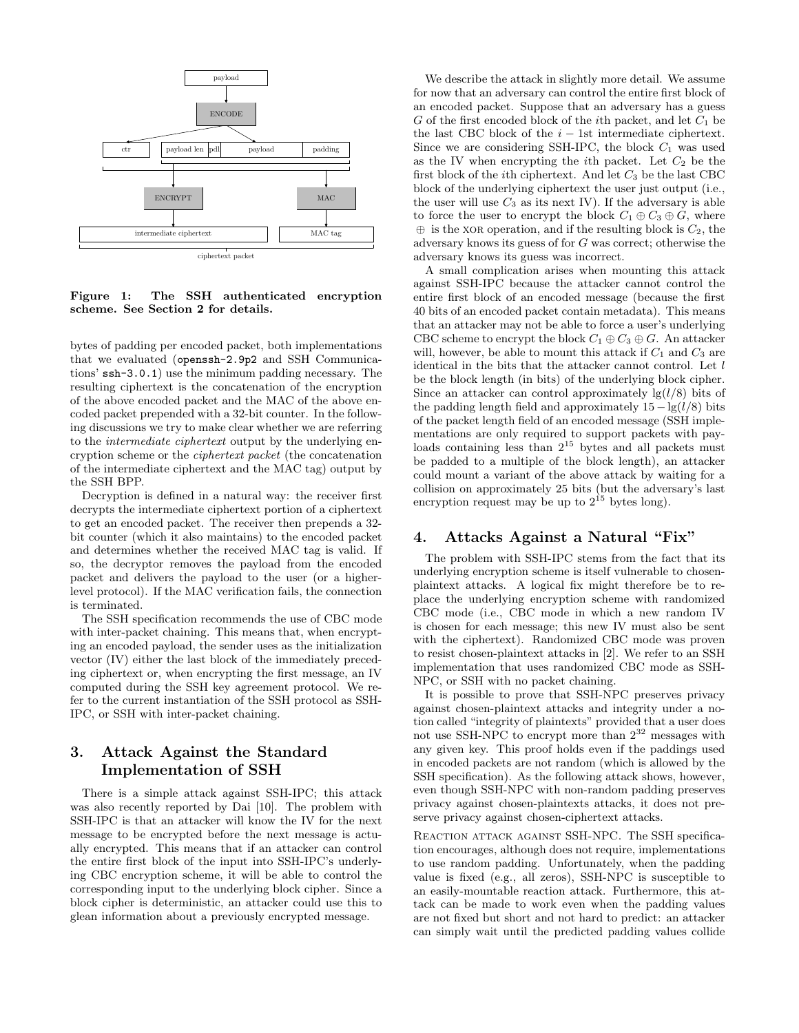**Figure 1: The SSH authenticated encryption scheme. See Section 2 for details.**

bytes of padding per encoded packet, both implementations that we evaluated (`openssh-2.9p2` and SSH Communications' `ssh-3.0.1`) use the minimum padding necessary. The resulting ciphertext is the concatenation of the encryption of the above encoded packet and the MAC of the above encoded packet prepended with a 32-bit counter. In the following discussions we try to make clear whether we are referring to the *intermediate ciphertext* output by the underlying encryption scheme or the *ciphertext packet* (the concatenation of the intermediate ciphertext and the MAC tag) output by the SSH BPP.

Decryption is defined in a natural way: the receiver first decrypts the intermediate ciphertext portion of a ciphertext to get an encoded packet. The receiver then prepends a 32-bit counter (which it also maintains) to the encoded packet and determines whether the received MAC tag is valid. If so, the decryptor removes the payload from the encoded packet and delivers the payload to the user (or a higher-level protocol). If the MAC verification fails, the connection is terminated.

The SSH specification recommends the use of CBC mode with inter-packet chaining. This means that, when encrypting an encoded payload, the sender uses as the initialization vector (IV) either the last block of the immediately preceding ciphertext or, when encrypting the first message, an IV computed during the SSH key agreement protocol. We refer to the current instantiation of the SSH protocol as SSH-IPC, or SSH with inter-packet chaining.

## 3. Attack Against the Standard Implementation of SSH

There is a simple attack against SSH-IPC; this attack was also recently reported by Dai [10]. The problem with SSH-IPC is that an attacker will know the IV for the next message to be encrypted before the next message is actually encrypted. This means that if an attacker can control the entire first block of the input into SSH-IPC's underlying CBC encryption scheme, it will be able to control the corresponding input to the underlying block cipher. Since a block cipher is deterministic, an attacker could use this to glean information about a previously encrypted message.

We describe the attack in slightly more detail. We assume for now that an adversary can control the entire first block of an encoded packet. Suppose that an adversary has a guess $G$ of the first encoded block of the $i$th packet, and let $C_1$ be the last CBC block of the $i-1$st intermediate ciphertext. Since we are considering SSH-IPC, the block $C_1$ was used as the IV when encrypting the $i$th packet. Let $C_2$ be the first block of the $i$th ciphertext. And let $C_3$ be the last CBC block of the underlying ciphertext the user just output (i.e., the user will use $C_3$ as its next IV). If the adversary is able to force the user to encrypt the block $C_1 \oplus C_3 \oplus G$, where $\oplus$ is the XOR operation, and if the resulting block is $C_2$, the adversary knows its guess of for $G$ was correct; otherwise the adversary knows its guess was incorrect.

A small complication arises when mounting this attack against SSH-IPC because the attacker cannot control the entire first block of an encoded message (because the first 40 bits of an encoded packet contain metadata). This means that an attacker may not be able to force a user's underlying CBC scheme to encrypt the block $C_1 \oplus C_3 \oplus G$. An attacker will, however, be able to mount this attack if $C_1$ and $C_3$ are identical in the bits that the attacker cannot control. Let $l$ be the block length (in bits) of the underlying block cipher. Since an attacker can control approximately $\lg(l/8)$ bits of the padding length field and approximately $15 - \lg(l/8)$ bits of the packet length field of an encoded message (SSH implementations are only required to support packets with payloads containing less than $2^{15}$ bytes and all packets must be padded to a multiple of the block length), an attacker could mount a variant of the above attack by waiting for a collision on approximately 25 bits (but the adversary's last encryption request may be up to $2^{15}$ bytes long).

## 4. Attacks Against a Natural "Fix"

The problem with SSH-IPC stems from the fact that its underlying encryption scheme is itself vulnerable to chosen-plaintext attacks. A logical fix might therefore be to replace the underlying encryption scheme with randomized CBC mode (i.e., CBC mode in which a new random IV is chosen for each message; this new IV must also be sent with the ciphertext). Randomized CBC mode was proven to resist chosen-plaintext attacks in [2]. We refer to an SSH implementation that uses randomized CBC mode as SSH-NPC, or SSH with no packet chaining.

It is possible to prove that SSH-NPC preserves privacy against chosen-plaintext attacks and integrity under a notion called "integrity of plaintexts" provided that a user does not use SSH-NPC to encrypt more than $2^{32}$ messages with any given key. This proof holds even if the paddings used in encoded packets are not random (which is allowed by the SSH specification). As the following attack shows, however, even though SSH-NPC with non-random padding preserves privacy against chosen-plaintexts attacks, it does not preserve privacy against chosen-ciphertext attacks.

REACTION ATTACK AGAINST SSH-NPC. The SSH specification encourages, although does not require, implementations to use random padding. Unfortunately, when the padding value is fixed (e.g., all zeros), SSH-NPC is susceptible to an easily-mountable reaction attack. Furthermore, this attack can be made to work even when the padding values are not fixed but short and not hard to predict: an attacker can simply wait until the predicted padding values collide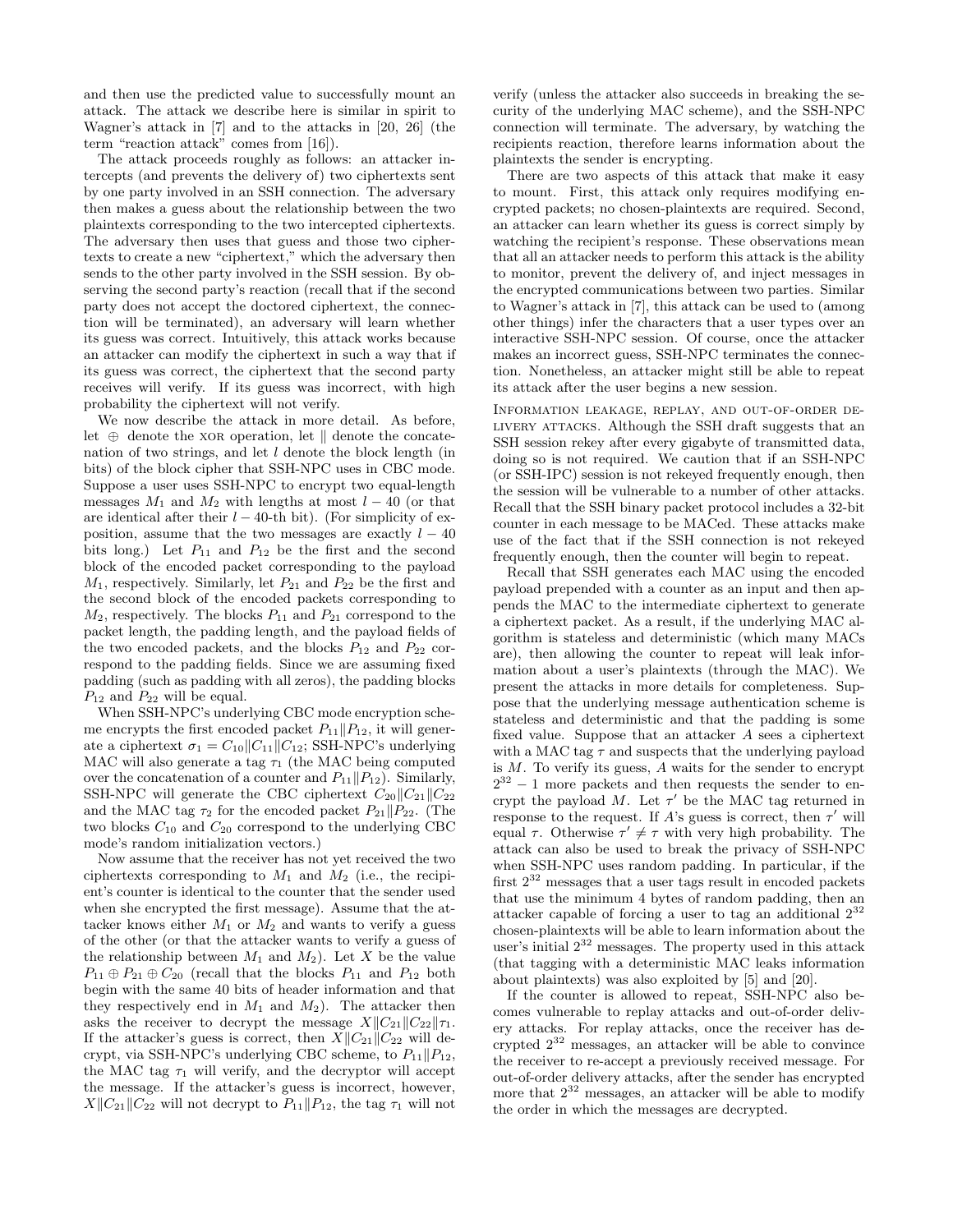and then use the predicted value to successfully mount an attack. The attack we describe here is similar in spirit to Wagner's attack in [7] and to the attacks in [20, 26] (the term "reaction attack" comes from [16]).

The attack proceeds roughly as follows: an attacker intercepts (and prevents the delivery of) two ciphertexts sent by one party involved in an SSH connection. The adversary then makes a guess about the relationship between the two plaintexts corresponding to the two intercepted ciphertexts. The adversary then uses that guess and those two ciphertexts to create a new "ciphertext," which the adversary then sends to the other party involved in the SSH session. By observing the second party's reaction (recall that if the second party does not accept the doctored ciphertext, the connection will be terminated), an adversary will learn whether its guess was correct. Intuitively, this attack works because an attacker can modify the ciphertext in such a way that if its guess was correct, the ciphertext that the second party receives will verify. If its guess was incorrect, with high probability the ciphertext will not verify.

We now describe the attack in more detail. As before, let $\oplus$ denote the XOR operation, let $\|$ denote the concatenation of two strings, and let $l$ denote the block length (in bits) of the block cipher that SSH-NPC uses in CBC mode. Suppose a user uses SSH-NPC to encrypt two equal-length messages $M_1$ and $M_2$ with lengths at most $l-40$ (or that are identical after their $l-40$-th bit). (For simplicity of exposition, assume that the two messages are exactly $l-40$ bits long.) Let $P_{11}$ and $P_{12}$ be the first and the second block of the encoded packet corresponding to the payload $M_1$, respectively. Similarly, let $P_{21}$ and $P_{22}$ be the first and the second block of the encoded packets corresponding to $M_2$, respectively. The blocks $P_{11}$ and $P_{21}$ correspond to the packet length, the padding length, and the payload fields of the two encoded packets, and the blocks $P_{12}$ and $P_{22}$ correspond to the padding fields. Since we are assuming fixed padding (such as padding with all zeros), the padding blocks $P_{12}$ and $P_{22}$ will be equal.

When SSH-NPC's underlying CBC mode encryption scheme encrypts the first encoded packet $P_{11}\|P_{12}$, it will generate a ciphertext $\sigma_1 = C_{10}\|C_{11}\|C_{12}$; SSH-NPC's underlying MAC will also generate a tag $\tau_1$ (the MAC being computed over the concatenation of a counter and $P_{11}\|P_{12}$). Similarly, SSH-NPC will generate the CBC ciphertext $C_{20}\|C_{21}\|C_{22}$ and the MAC tag $\tau_2$ for the encoded packet $P_{21}\|P_{22}$. (The two blocks $C_{10}$ and $C_{20}$ correspond to the underlying CBC mode's random initialization vectors.)

Now assume that the receiver has not yet received the two ciphertexts corresponding to $M_1$ and $M_2$ (i.e., the recipient's counter is identical to the counter that the sender used when she encrypted the first message). Assume that the attacker knows either $M_1$ or $M_2$ and wants to verify a guess of the other (or that the attacker wants to verify a guess of the relationship between $M_1$ and $M_2$). Let $X$ be the value $P_{11} \oplus P_{21} \oplus C_{20}$ (recall that the blocks $P_{11}$ and $P_{12}$ both begin with the same 40 bits of header information and that they respectively end in $M_1$ and $M_2$). The attacker then asks the receiver to decrypt the message $X\|C_{21}\|C_{22}\|\tau_1$. If the attacker's guess is correct, then $X\|C_{21}\|C_{22}$ will decrypt, via SSH-NPC's underlying CBC scheme, to $P_{11}\|P_{12}$, the MAC tag $\tau_1$ will verify, and the decryptor will accept the message. If the attacker's guess is incorrect, however, $X\|C_{21}\|C_{22}$ will not decrypt to $P_{11}\|P_{12}$, the tag $\tau_1$ will not verify (unless the attacker also succeeds in breaking the security of the underlying MAC scheme), and the SSH-NPC connection will terminate. The adversary, by watching the recipients reaction, therefore learns information about the plaintexts the sender is encrypting.

There are two aspects of this attack that make it easy to mount. First, this attack only requires modifying encrypted packets; no chosen-plaintexts are required. Second, an attacker can learn whether its guess is correct simply by watching the recipient's response. These observations mean that all an attacker needs to perform this attack is the ability to monitor, prevent the delivery of, and inject messages in the encrypted communications between two parties. Similar to Wagner's attack in [7], this attack can be used to (among other things) infer the characters that a user types over an interactive SSH-NPC session. Of course, once the attacker makes an incorrect guess, SSH-NPC terminates the connection. Nonetheless, an attacker might still be able to repeat its attack after the user begins a new session.

Information leakage, replay, and out-of-order delivery attacks. Although the SSH draft suggests that an SSH session rekey after every gigabyte of transmitted data, doing so is not required. We caution that if an SSH-NPC (or SSH-IPC) session is not rekeyed frequently enough, then the session will be vulnerable to a number of other attacks. Recall that the SSH binary packet protocol includes a 32-bit counter in each message to be MACed. These attacks make use of the fact that if the SSH connection is not rekeyed frequently enough, then the counter will begin to repeat.

Recall that SSH generates each MAC using the encoded payload prepended with a counter as an input and then appends the MAC to the intermediate ciphertext to generate a ciphertext packet. As a result, if the underlying MAC algorithm is stateless and deterministic (which many MACs are), then allowing the counter to repeat will leak information about a user's plaintexts (through the MAC). We present the attacks in more details for completeness. Suppose that the underlying message authentication scheme is stateless and deterministic and that the padding is some fixed value. Suppose that an attacker $A$ sees a ciphertext with a MAC tag $\tau$ and suspects that the underlying payload is $M$. To verify its guess, $A$ waits for the sender to encrypt $2^{32}-1$ more packets and then requests the sender to encrypt the payload $M$. Let $\tau'$ be the MAC tag returned in response to the request. If $A$'s guess is correct, then $\tau'$ will equal $\tau$. Otherwise $\tau' \neq \tau$ with very high probability. The attack can also be used to break the privacy of SSH-NPC when SSH-NPC uses random padding. In particular, if the first $2^{32}$ messages that a user tags result in encoded packets that use the minimum 4 bytes of random padding, then an attacker capable of forcing a user to tag an additional $2^{32}$ chosen-plaintexts will be able to learn information about the user's initial $2^{32}$ messages. The property used in this attack (that tagging with a deterministic MAC leaks information about plaintexts) was also exploited by [5] and [20].

If the counter is allowed to repeat, SSH-NPC also becomes vulnerable to replay attacks and out-of-order delivery attacks. For replay attacks, once the receiver has decrypted $2^{32}$ messages, an attacker will be able to convince the receiver to re-accept a previously received message. For out-of-order delivery attacks, after the sender has encrypted more that $2^{32}$ messages, an attacker will be able to modify the order in which the messages are decrypted.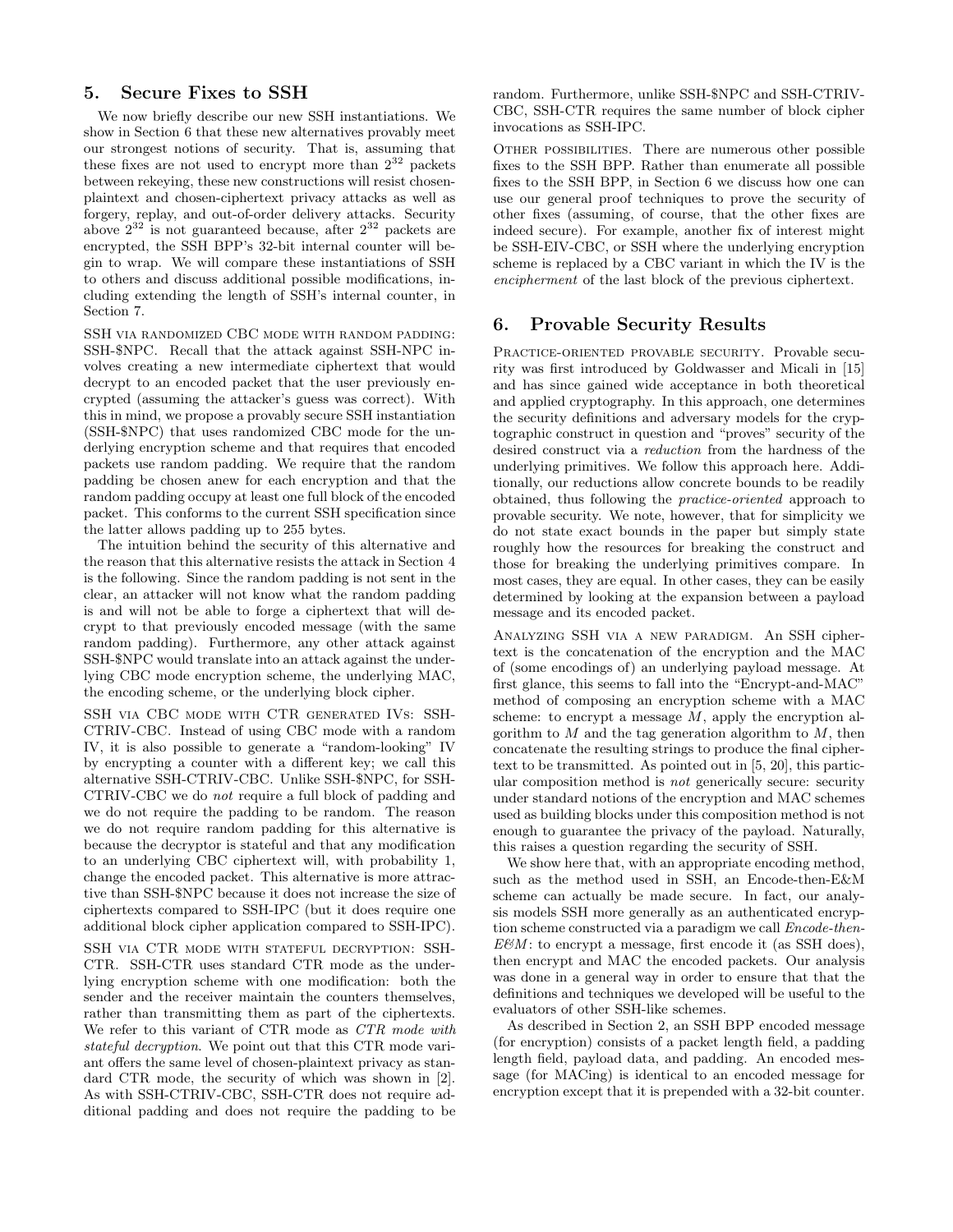## 5. Secure Fixes to SSH

We now briefly describe our new SSH instantiations. We show in Section 6 that these new alternatives provably meet our strongest notions of security. That is, assuming that these fixes are not used to encrypt more than $2^{32}$ packets between rekeying, these new constructions will resist chosen-plaintext and chosen-ciphertext privacy attacks as well as forgery, replay, and out-of-order delivery attacks. Security above $2^{32}$ is not guaranteed because, after $2^{32}$ packets are encrypted, the SSH BPP's 32-bit internal counter will begin to wrap. We will compare these instantiations of SSH to others and discuss additional possible modifications, including extending the length of SSH's internal counter, in Section 7.

SSH VIA RANDOMIZED CBC MODE WITH RANDOM PADDING: SSH-\$NPC. Recall that the attack against SSH-NPC involves creating a new intermediate ciphertext that would decrypt to an encoded packet that the user previously encrypted (assuming the attacker's guess was correct). With this in mind, we propose a provably secure SSH instantiation (SSH-\$NPC) that uses randomized CBC mode for the underlying encryption scheme and that requires that encoded packets use random padding. We require that the random padding be chosen anew for each encryption and that the random padding occupy at least one full block of the encoded packet. This conforms to the current SSH specification since the latter allows padding up to 255 bytes.

The intuition behind the security of this alternative and the reason that this alternative resists the attack in Section 4 is the following. Since the random padding is not sent in the clear, an attacker will not know what the random padding is and will not be able to forge a ciphertext that will decrypt to that previously encoded message (with the same random padding). Furthermore, any other attack against SSH-\$NPC would translate into an attack against the underlying CBC mode encryption scheme, the underlying MAC, the encoding scheme, or the underlying block cipher.

SSH VIA CBC MODE WITH CTR GENERATED IVS: SSH-CTRIV-CBC. Instead of using CBC mode with a random IV, it is also possible to generate a "random-looking" IV by encrypting a counter with a different key; we call this alternative SSH-CTRIV-CBC. Unlike SSH-\$NPC, for SSH-CTRIV-CBC we do *not* require a full block of padding and we do not require the padding to be random. The reason we do not require random padding for this alternative is because the decryptor is stateful and that any modification to an underlying CBC ciphertext will, with probability 1, change the encoded packet. This alternative is more attractive than SSH-\$NPC because it does not increase the size of ciphertexts compared to SSH-IPC (but it does require one additional block cipher application compared to SSH-IPC).

SSH VIA CTR MODE WITH STATEFUL DECRYPTION: SSH-CTR. SSH-CTR uses standard CTR mode as the underlying encryption scheme with one modification: both the sender and the receiver maintain the counters themselves, rather than transmitting them as part of the ciphertexts. We refer to this variant of CTR mode as *CTR mode with stateful decryption*. We point out that this CTR mode variant offers the same level of chosen-plaintext privacy as standard CTR mode, the security of which was shown in [2]. As with SSH-CTRIV-CBC, SSH-CTR does not require additional padding and does not require the padding to be random. Furthermore, unlike SSH-\$NPC and SSH-CTRIV-CBC, SSH-CTR requires the same number of block cipher invocations as SSH-IPC.

OTHER POSSIBILITIES. There are numerous other possible fixes to the SSH BPP. Rather than enumerate all possible fixes to the SSH BPP, in Section 6 we discuss how one can use our general proof techniques to prove the security of other fixes (assuming, of course, that the other fixes are indeed secure). For example, another fix of interest might be SSH-EIV-CBC, or SSH where the underlying encryption scheme is replaced by a CBC variant in which the IV is the *encipherment* of the last block of the previous ciphertext.

## 6. Provable Security Results

PRACTICE-ORIENTED PROVABLE SECURITY. Provable security was first introduced by Goldwasser and Micali in [15] and has since gained wide acceptance in both theoretical and applied cryptography. In this approach, one determines the security definitions and adversary models for the cryptographic construct in question and "proves" security of the desired construct via a *reduction* from the hardness of the underlying primitives. We follow this approach here. Additionally, our reductions allow concrete bounds to be readily obtained, thus following the *practice-oriented* approach to provable security. We note, however, that for simplicity we do not state exact bounds in the paper but simply state roughly how the resources for breaking the construct and those for breaking the underlying primitives compare. In most cases, they are equal. In other cases, they can be easily determined by looking at the expansion between a payload message and its encoded packet.

ANALYZING SSH VIA A NEW PARADIGM. An SSH ciphertext is the concatenation of the encryption and the MAC of (some encodings of) an underlying payload message. At first glance, this seems to fall into the "Encrypt-and-MAC" method of composing an encryption scheme with a MAC scheme: to encrypt a message $M$, apply the encryption algorithm to $M$ and the tag generation algorithm to $M$, then concatenate the resulting strings to produce the final ciphertext to be transmitted. As pointed out in [5, 20], this particular composition method is *not* generically secure: security under standard notions of the encryption and MAC schemes used as building blocks under this composition method is not enough to guarantee the privacy of the payload. Naturally, this raises a question regarding the security of SSH.

We show here that, with an appropriate encoding method, such as the method used in SSH, an Encode-then-E&M scheme can actually be made secure. In fact, our analysis models SSH more generally as an authenticated encryption scheme constructed via a paradigm we call *Encode-then-E&M*: to encrypt a message, first encode it (as SSH does), then encrypt and MAC the encoded packets. Our analysis was done in a general way in order to ensure that that the definitions and techniques we developed will be useful to the evaluators of other SSH-like schemes.

As described in Section 2, an SSH BPP encoded message (for encryption) consists of a packet length field, a padding length field, payload data, and padding. An encoded message (for MACing) is identical to an encoded message for encryption except that it is prepended with a 32-bit counter.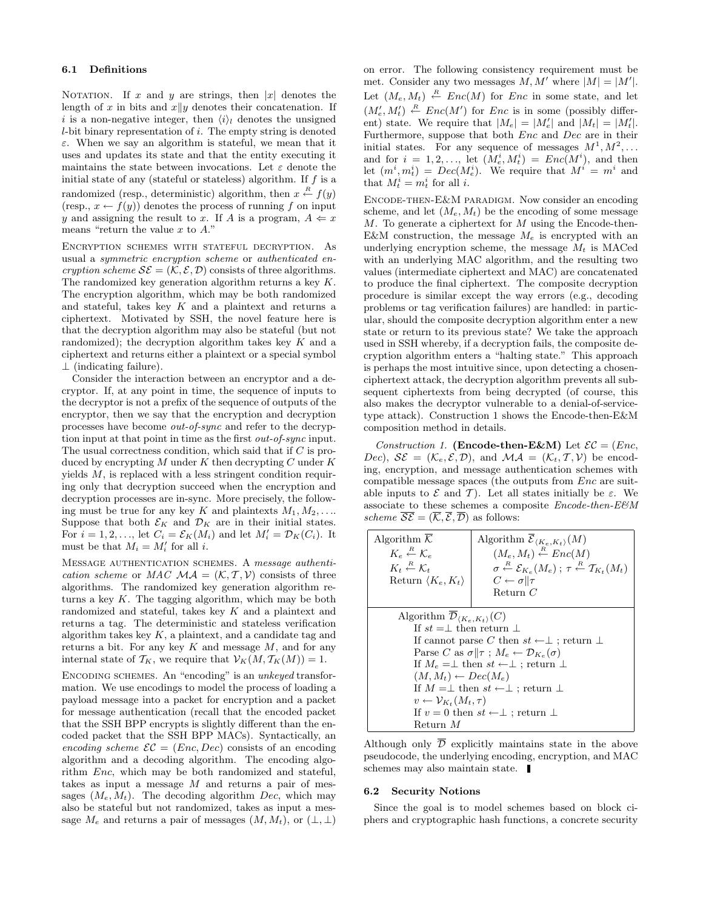### 6.1 Definitions

NOTATION. If $x$ and $y$ are strings, then $|x|$ denotes the length of $x$ in bits and $x\|y$ denotes their concatenation. If $i$ is a non-negative integer, then $\langle i \rangle_l$ denotes the unsigned $l$-bit binary representation of $i$. The empty string is denoted $\varepsilon$. When we say an algorithm is stateful, we mean that it uses and updates its state and that the entity executing it maintains the state between invocations. Let $\varepsilon$ denote the initial state of any (stateful or stateless) algorithm. If $f$ is a randomized (resp., deterministic) algorithm, then $x \stackrel{R}{\leftarrow} f(y)$ (resp., $x \leftarrow f(y)$) denotes the process of running $f$ on input $y$ and assigning the result to $x$. If $A$ is a program, $A \Leftarrow x$ means "return the value $x$ to $A$."

ENCRYPTION SCHEMES WITH STATEFUL DECRYPTION. As usual a *symmetric encryption scheme* or *authenticated encryption scheme* $\mathcal{SE} = (\mathcal{K}, \mathcal{E}, \mathcal{D})$ consists of three algorithms. The randomized key generation algorithm returns a key $K$. The encryption algorithm, which may be both randomized and stateful, takes key $K$ and a plaintext and returns a ciphertext. Motivated by SSH, the novel feature here is that the decryption algorithm may also be stateful (but not randomized); the decryption algorithm takes key $K$ and a ciphertext and returns either a plaintext or a special symbol $\perp$ (indicating failure).

Consider the interaction between an encryptor and a decryptor. If, at any point in time, the sequence of inputs to the decryptor is not a prefix of the sequence of outputs of the encryptor, then we say that the encryption and decryption processes have become *out-of-sync* and refer to the decryption input at that point in time as the first *out-of-sync* input. The usual correctness condition, which said that if $C$ is produced by encrypting $M$ under $K$ then decrypting $C$ under $K$ yields $M$, is replaced with a less stringent condition requiring only that decryption succeed when the encryption and decryption processes are in-sync. More precisely, the following must be true for any key $K$ and plaintexts $M_1, M_2, \ldots$. Suppose that both $\mathcal{E}_K$ and $\mathcal{D}_K$ are in their initial states. For $i = 1, 2, \ldots$, let $C_i = \mathcal{E}_K(M_i)$ and let $M'_i = \mathcal{D}_K(C_i)$. It must be that $M_i = M'_i$ for all $i$.

MESSAGE AUTHENTICATION SCHEMES. A *message authentication scheme* or *MAC* $\mathcal{MA} = (\mathcal{K}, \mathcal{T}, \mathcal{V})$ consists of three algorithms. The randomized key generation algorithm returns a key $K$. The tagging algorithm, which may be both randomized and stateful, takes key $K$ and a plaintext and returns a tag. The deterministic and stateless verification algorithm takes key $K$, a plaintext, and a candidate tag and returns a bit. For any key $K$ and message $M$, and for any internal state of $\mathcal{T}_K$, we require that $\mathcal{V}_K(M, \mathcal{T}_K(M)) = 1$.

ENCODING SCHEMES. An "encoding" is an *unkeyed* transformation. We use encodings to model the process of loading a payload message into a packet for encryption and a packet for message authentication (recall that the encoded packet that the SSH BPP encrypts is slightly different than the encoded packet that the SSH BPP MACs). Syntactically, an *encoding scheme* $\mathcal{EC} = (Enc, Dec)$ consists of an encoding algorithm and a decoding algorithm. The encoding algorithm $Enc$, which may be both randomized and stateful, takes as input a message $M$ and returns a pair of messages $(M_e, M_t)$. The decoding algorithm $Dec$, which may also be stateful but not randomized, takes as input a message $M_e$ and returns a pair of messages $(M, M_t)$, or $(\perp, \perp)$ on error. The following consistency requirement must be met. Consider any two messages $M, M'$ where $|M| = |M'|$. Let $(M_e, M_t) \stackrel{R}{\leftarrow} Enc(M)$ for $Enc$ in some state, and let $(M'_e, M'_t) \stackrel{R}{\leftarrow} Enc(M')$ for $Enc$ is in some (possibly different) state. We require that $|M_e| = |M'_e|$ and $|M_t| = |M'_t|$. Furthermore, suppose that both $Enc$ and $Dec$ are in their initial states. For any sequence of messages $M^1, M^2, \ldots$ and for $i = 1, 2, \ldots$, let $(M^i_e, M^i_t) = Enc(M^i)$, and then let $(m^i, m^i_t) = Dec(M^i_e)$. We require that $M^i = m^i$ and that $M^i_t = m^i_t$ for all $i$.

ENCODE-THEN-E&M PARADIGM. Now consider an encoding scheme, and let $(M_e, M_t)$ be the encoding of some message $M$. To generate a ciphertext for $M$ using the Encode-then-E&M construction, the message $M_e$ is encrypted with an underlying encryption scheme, the message $M_t$ is MACed with an underlying MAC algorithm, and the resulting two values (intermediate ciphertext and MAC) are concatenated to produce the final ciphertext. The composite decryption procedure is similar except the way errors (e.g., decoding problems or tag verification failures) are handled: in particular, should the composite decryption algorithm enter a new state or return to its previous state? We take the approach used in SSH whereby, if a decryption fails, the composite decryption algorithm enters a "halting state." This approach is perhaps the most intuitive since, upon detecting a chosen-ciphertext attack, the decryption algorithm prevents all subsequent ciphertexts from being decrypted (of course, this also makes the decryptor vulnerable to a denial-of-service-type attack). Construction 1 shows the Encode-then-E&M composition method in details.

*Construction 1.* **(Encode-then-E&M)** Let $\mathcal{EC} = (Enc, Dec)$, $\mathcal{SE} = (\mathcal{K}_e, \mathcal{E}, \mathcal{D})$, and $\mathcal{MA} = (\mathcal{K}_t, \mathcal{T}, \mathcal{V})$ be encoding, encryption, and message authentication schemes with compatible message spaces (the outputs from $Enc$ are suitable inputs to $\mathcal{E}$ and $\mathcal{T}$). Let all states initially be $\varepsilon$. We associate to these schemes a composite *Encode-then-E&M scheme* $\overline{\mathcal{SE}} = (\overline{\mathcal{K}}, \overline{\mathcal{E}}, \overline{\mathcal{D}})$ as follows:

| Algorithm $\overline{\mathcal{K}}$ | Algorithm $\overline{\mathcal{E}}_{\langle K_e, K_t \rangle}(M)$ |
|---|---|
| $K_e \stackrel{R}{\leftarrow} \mathcal{K}_e$ <br> $K_t \stackrel{R}{\leftarrow} \mathcal{K}_t$ <br> Return $\langle K_e, K_t \rangle$ | $(M_e, M_t) \stackrel{R}{\leftarrow} Enc(M)$ <br> $\sigma \stackrel{R}{\leftarrow} \mathcal{E}_{K_e}(M_e)$ ; $\tau \stackrel{R}{\leftarrow} \mathcal{T}_{K_t}(M_t)$ <br> $C \leftarrow \sigma \| \tau$ <br> Return $C$ |

```
Algorithm D̄_{⟨K_e,K_t⟩}(C)
  If st = ⊥ then return ⊥
  If cannot parse C then st ← ⊥ ; return ⊥
  Parse C as σ‖τ ; M_e ← D_{K_e}(σ)
  If M_e = ⊥ then st ← ⊥ ; return ⊥
  (M, M_t) ← Dec(M_e)
  If M = ⊥ then st ← ⊥ ; return ⊥
  v ← V_{K_t}(M_t, τ)
  If v = 0 then st ← ⊥ ; return ⊥
  Return M
```

Although only $\overline{\mathcal{D}}$ explicitly maintains state in the above pseudocode, the underlying encoding, encryption, and MAC schemes may also maintain state. ∎

### 6.2 Security Notions

Since the goal is to model schemes based on block ciphers and cryptographic hash functions, a concrete security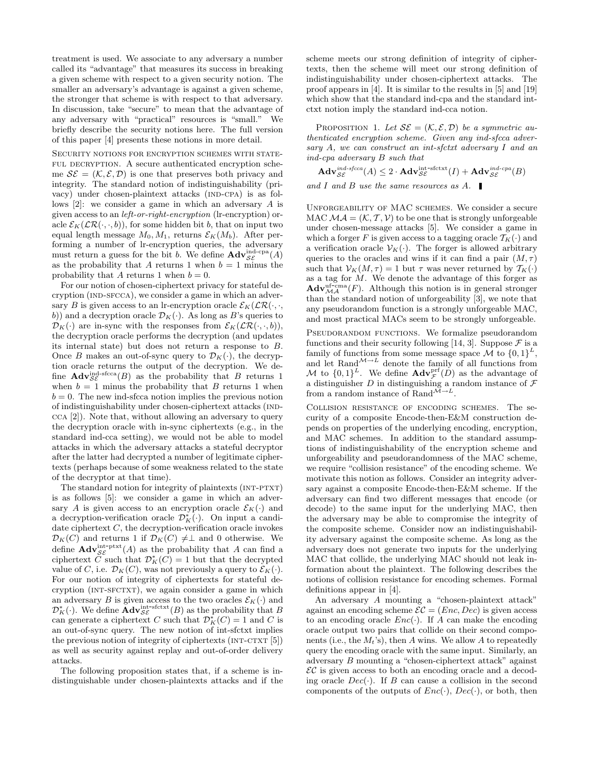treatment is used. We associate to any adversary a number called its "advantage" that measures its success in breaking a given scheme with respect to a given security notion. The smaller an adversary's advantage is against a given scheme, the stronger that scheme is with respect to that adversary. In discussion, take "secure" to mean that the advantage of any adversary with "practical" resources is "small." We briefly describe the security notions here. The full version of this paper [4] presents these notions in more detail.

**SECURITY NOTIONS FOR ENCRYPTION SCHEMES WITH STATEFUL DECRYPTION.** A secure authenticated encryption scheme $\mathcal{SE} = (\mathcal{K}, \mathcal{E}, \mathcal{D})$ is one that preserves both privacy and integrity. The standard notion of indistinguishability (privacy) under chosen-plaintext attacks (IND-CPA) is as follows [2]: we consider a game in which an adversary $A$ is given access to an *left-or-right-encryption* (lr-encryption) oracle $\mathcal{E}_K(\mathcal{LR}(\cdot, \cdot, b))$, for some hidden bit $b$, that on input two equal length message $M_0, M_1$, returns $\mathcal{E}_K(M_b)$. After performing a number of lr-encryption queries, the adversary must return a guess for the bit $b$. We define $\mathbf{Adv}^{\text{ind-cpa}}_{\mathcal{SE}}(A)$ as the probability that $A$ returns 1 when $b = 1$ minus the probability that $A$ returns 1 when $b = 0$.

For our notion of chosen-ciphertext privacy for stateful decryption (IND-SFCCA), we consider a game in which an adversary $B$ is given access to an lr-encryption oracle $\mathcal{E}_K(\mathcal{LR}(\cdot, \cdot, b))$ and a decryption oracle $\mathcal{D}_K(\cdot)$. As long as $B$'s queries to $\mathcal{D}_K(\cdot)$ are in-sync with the responses from $\mathcal{E}_K(\mathcal{LR}(\cdot, \cdot, b))$, the decryption oracle performs the decryption (and updates its internal state) but does not return a response to $B$. Once $B$ makes an out-of-sync query to $\mathcal{D}_K(\cdot)$, the decryption oracle returns the output of the decryption. We define $\mathbf{Adv}^{\text{ind-sfcca}}_{\mathcal{SE}}(B)$ as the probability that $B$ returns 1 when $b = 1$ minus the probability that $B$ returns 1 when $b = 0$. The new ind-sfcca notion implies the previous notion of indistinguishability under chosen-ciphertext attacks (IND-CCA [2]). Note that, without allowing an adversary to query the decryption oracle with in-sync ciphertexts (e.g., in the standard ind-cca setting), we would not be able to model attacks in which the adversary attacks a stateful decryptor after the latter had decrypted a number of legitimate ciphertexts (perhaps because of some weakness related to the state of the decryptor at that time).

The standard notion for integrity of plaintexts (INT-PTXT) is as follows [5]: we consider a game in which an adversary $A$ is given access to an encryption oracle $\mathcal{E}_K(\cdot)$ and a decryption-verification oracle $\mathcal{D}^*_K(\cdot)$. On input a candidate ciphertext $C$, the decryption-verification oracle invokes $\mathcal{D}_K(C)$ and returns 1 if $\mathcal{D}_K(C) \neq \perp$ and 0 otherwise. We define $\mathbf{Adv}^{\text{int-ptxt}}_{\mathcal{SE}}(A)$ as the probability that $A$ can find a ciphertext $C$ such that $\mathcal{D}^*_K(C) = 1$ but that the decrypted value of $C$, i.e. $\mathcal{D}_K(C)$, was not previously a query to $\mathcal{E}_K(\cdot)$. For our notion of integrity of ciphertexts for stateful decryption (INT-SFCTXT), we again consider a game in which an adversary $B$ is given access to the two oracles $\mathcal{E}_K(\cdot)$ and $\mathcal{D}^*_K(\cdot)$. We define $\mathbf{Adv}^{\text{int-sfctxt}}_{\mathcal{SE}}(B)$ as the probability that $B$ can generate a ciphertext $C$ such that $\mathcal{D}^*_K(C) = 1$ and $C$ is an out-of-sync query. The new notion of int-sfctxt implies the previous notion of integrity of ciphertexts (INT-CTXT [5]) as well as security against replay and out-of-order delivery attacks.

The following proposition states that, if a scheme is indistinguishable under chosen-plaintexts attacks and if the scheme meets our strong definition of integrity of ciphertexts, then the scheme will meet our strong definition of indistinguishability under chosen-ciphertext attacks. The proof appears in [4]. It is similar to the results in [5] and [19] which show that the standard ind-cpa and the standard int-ctxt notion imply the standard ind-cca notion.

PROPOSITION 1. *Let $\mathcal{SE} = (\mathcal{K}, \mathcal{E}, \mathcal{D})$ be a symmetric authenticated encryption scheme. Given any ind-sfcca adversary $A$, we can construct an int-sfctxt adversary $I$ and an ind-cpa adversary $B$ such that*

$$\mathbf{Adv}^{\text{ind-sfcca}}_{\mathcal{SE}}(A) \leq 2 \cdot \mathbf{Adv}^{\text{int-sfctxt}}_{\mathcal{SE}}(I) + \mathbf{Adv}^{\text{ind-cpa}}_{\mathcal{SE}}(B)$$

*and $I$ and $B$ use the same resources as $A$.* ∎

**UNFORGEABILITY OF MAC SCHEMES.** We consider a secure MAC $\mathcal{MA} = (\mathcal{K}, \mathcal{T}, \mathcal{V})$ to be one that is strongly unforgeable under chosen-message attacks [5]. We consider a game in which a forger $F$ is given access to a tagging oracle $\mathcal{T}_K(\cdot)$ and a verification oracle $\mathcal{V}_K(\cdot)$. The forger is allowed arbitrary queries to the oracles and wins if it can find a pair $(M, \tau)$ such that $\mathcal{V}_K(M, \tau) = 1$ but $\tau$ was never returned by $\mathcal{T}_K(\cdot)$ as a tag for $M$. We denote the advantage of this forger as $\mathbf{Adv}^{\text{uf-cma}}_{\mathcal{MA}}(F)$. Although this notion is in general stronger than the standard notion of unforgeability [3], we note that any pseudorandom function is a strongly unforgeable MAC, and most practical MACs seem to be strongly unforgeable.

**PSEUDORANDOM FUNCTIONS.** We formalize pseudorandom functions and their security following [14, 3]. Suppose $\mathcal{F}$ is a family of functions from some message space $\mathcal{M}$ to $\{0,1\}^L$, and let $\text{Rand}^{\mathcal{M} \to L}$ denote the family of all functions from $\mathcal{M}$ to $\{0,1\}^L$. We define $\mathbf{Adv}^{\text{prf}}_{\mathcal{F}}(D)$ as the advantage of a distinguisher $D$ in distinguishing a random instance of $\mathcal{F}$ from a random instance of $\text{Rand}^{\mathcal{M} \to L}$.

**COLLISION RESISTANCE OF ENCODING SCHEMES.** The security of a composite Encode-then-E&M construction depends on properties of the underlying encoding, encryption, and MAC schemes. In addition to the standard assumptions of indistinguishability of the encryption scheme and unforgeability and pseudorandomness of the MAC scheme, we require "collision resistance" of the encoding scheme. We motivate this notion as follows. Consider an integrity adversary against a composite Encode-then-E&M scheme. If the adversary can find two different messages that encode (or decode) to the same input for the underlying MAC, then the adversary may be able to compromise the integrity of the composite scheme. Consider now an indistinguishability adversary against the composite scheme. As long as the adversary does not generate two inputs for the underlying MAC that collide, the underlying MAC should not leak information about the plaintext. The following describes the notions of collision resistance for encoding schemes. Formal definitions appear in [4].

An adversary $A$ mounting a "chosen-plaintext attack" against an encoding scheme $\mathcal{EC} = (Enc, Dec)$ is given access to an encoding oracle $Enc(\cdot)$. If $A$ can make the encoding oracle output two pairs that collide on their second components (i.e., the $M_t$'s), then $A$ wins. We allow $A$ to repeatedly query the encoding oracle with the same input. Similarly, an adversary $B$ mounting a "chosen-ciphertext attack" against $\mathcal{EC}$ is given access to both an encoding oracle and a decoding oracle $Dec(\cdot)$. If $B$ can cause a collision in the second components of the outputs of $Enc(\cdot)$, $Dec(\cdot)$, or both, then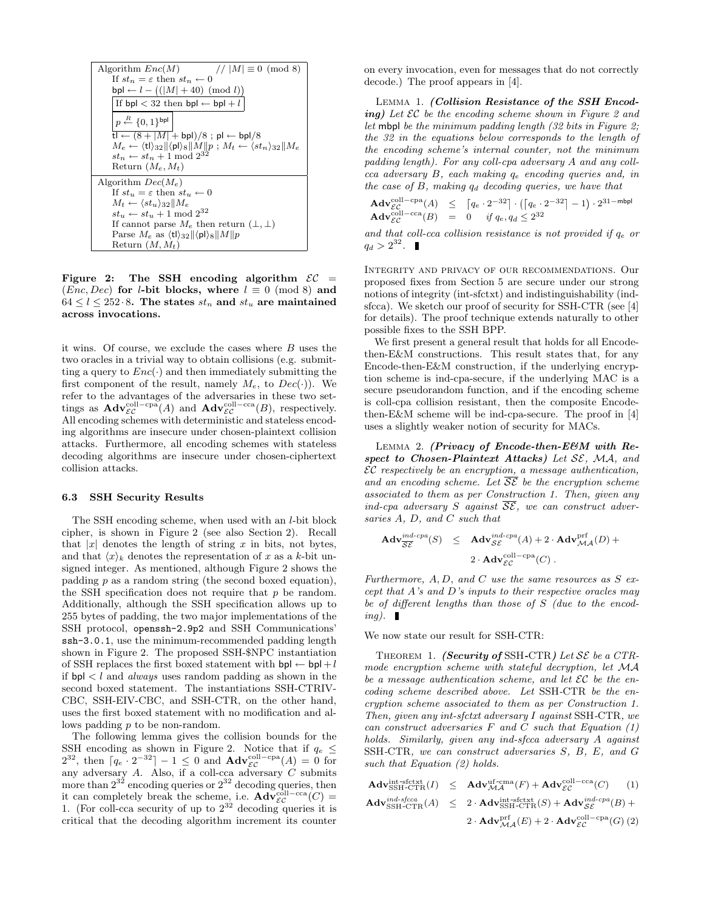```
Algorithm Enc(M)                    // |M| ≡ 0 (mod 8)
    If st_n = ε then st_n ← 0
    bpl ← l − ((|M| + 40) (mod l))
    ┌──────────────────────────────────┐
    │ If bpl < 32 then bpl ← bpl + l   │
    └──────────────────────────────────┘
    ┌─────────────────────┐
    │ p ←R {0,1}^bpl      │
    └─────────────────────┘
    tl ← (8 + |M| + bpl)/8 ; pl ← bpl/8
    M_e ← ⟨tl⟩_32 ‖ ⟨pl⟩_8 ‖ M ‖ p ; M_t ← ⟨st_n⟩_32 ‖ M_e
    st_n ← st_n + 1 mod 2^32
    Return (M_e, M_t)

Algorithm Dec(M_e)
    If st_u = ε then st_u ← 0
    M_t ← ⟨st_u⟩_32 ‖ M_e
    st_u ← st_u + 1 mod 2^32
    If cannot parse M_e then return (⊥, ⊥)
    Parse M_e as ⟨tl⟩_32 ‖ ⟨pl⟩_8 ‖ M ‖ p
    Return (M, M_t)
```

**Figure 2: The SSH encoding algorithm $\mathcal{EC} = (Enc, Dec)$ for $l$-bit blocks, where $l \equiv 0 \pmod 8$ and $64 \leq l \leq 252 \cdot 8$. The states $st_n$ and $st_u$ are maintained across invocations.**

it wins. Of course, we exclude the cases where $B$ uses the two oracles in a trivial way to obtain collisions (e.g. submitting a query to $Enc(\cdot)$ and then immediately submitting the first component of the result, namely $M_e$, to $Dec(\cdot)$). We refer to the advantages of the adversaries in these two settings as $\mathbf{Adv}^{\text{coll-cpa}}_{\mathcal{EC}}(A)$ and $\mathbf{Adv}^{\text{coll-cca}}_{\mathcal{EC}}(B)$, respectively. All encoding schemes with deterministic and stateless encoding algorithms are insecure under chosen-plaintext collision attacks. Furthermore, all encoding schemes with stateless decoding algorithms are insecure under chosen-ciphertext collision attacks.

### 6.3 SSH Security Results

The SSH encoding scheme, when used with an $l$-bit block cipher, is shown in Figure 2 (see also Section 2). Recall that $|x|$ denotes the length of string $x$ in bits, not bytes, and that $\langle x \rangle_k$ denotes the representation of $x$ as a $k$-bit unsigned integer. As mentioned, although Figure 2 shows the padding $p$ as a random string (the second boxed equation), the SSH specification does not require that $p$ be random. Additionally, although the SSH specification allows up to 255 bytes of padding, the two major implementations of the SSH protocol, `openssh-2.9p2` and SSH Communications' `ssh-3.0.1`, use the minimum-recommended padding length shown in Figure 2. The proposed SSH-\$NPC instantiation of SSH replaces the first boxed statement with $\mathsf{bpl} \leftarrow \mathsf{bpl} + l$ if $\mathsf{bpl} < l$ and *always* uses random padding as shown in the second boxed statement. The instantiations SSH-CTRIV-CBC, SSH-EIV-CBC, and SSH-CTR, on the other hand, uses the first boxed statement with no modification and allows padding $p$ to be non-random.

The following lemma gives the collision bounds for the SSH encoding as shown in Figure 2. Notice that if $q_e \leq 2^{32}$, then $\lceil q_e \cdot 2^{-32} \rceil - 1 \leq 0$ and $\mathbf{Adv}^{\text{coll-cpa}}_{\mathcal{EC}}(A) = 0$ for any adversary $A$. Also, if a coll-cca adversary $C$ submits more than $2^{32}$ encoding queries or $2^{32}$ decoding queries, then it can completely break the scheme, i.e. $\mathbf{Adv}^{\text{coll-cca}}_{\mathcal{EC}}(C) = 1$. (For coll-cca security of up to $2^{32}$ decoding queries it is critical that the decoding algorithm increment its counter on every invocation, even for messages that do not correctly decode.) The proof appears in [4].

Lemma 1. ***(Collision Resistance of the SSH Encoding)*** *Let $\mathcal{EC}$ be the encoding scheme shown in Figure 2 and let $\mathsf{mbpl}$ be the minimum padding length (32 bits in Figure 2; the 32 in the equations below corresponds to the length of the encoding scheme's internal counter, not the minimum padding length). For any coll-cpa adversary $A$ and any coll-cca adversary $B$, each making $q_e$ encoding queries and, in the case of $B$, making $q_d$ decoding queries, we have that*

$$\begin{aligned}
\mathbf{Adv}^{\text{coll-cpa}}_{\mathcal{EC}}(A) &\leq \lceil q_e \cdot 2^{-32} \rceil \cdot \left( \lceil q_e \cdot 2^{-32} \rceil - 1 \right) \cdot 2^{31-\mathsf{mbpl}} \\
\mathbf{Adv}^{\text{coll-cca}}_{\mathcal{EC}}(B) &= 0 \quad \text{if } q_e, q_d \leq 2^{32}
\end{aligned}$$

*and that coll-cca collision resistance is not provided if $q_e$ or $q_d > 2^{32}$.* ∎

Integrity and privacy of our recommendations. Our proposed fixes from Section 5 are secure under our strong notions of integrity (int-sfctxt) and indistinguishability (ind-sfcca). We sketch our proof of security for SSH-CTR (see [4] for details). The proof technique extends naturally to other possible fixes to the SSH BPP.

We first present a general result that holds for all Encode-then-E&M constructions. This result states that, for any Encode-then-E&M construction, if the underlying encryption scheme is ind-cpa-secure, if the underlying MAC is a secure pseudorandom function, and if the encoding scheme is coll-cpa collision resistant, then the composite Encode-then-E&M scheme will be ind-cpa-secure. The proof in [4] uses a slightly weaker notion of security for MACs.

Lemma 2. ***(Privacy of Encode-then-E&M with Respect to Chosen-Plaintext Attacks)*** *Let $\mathcal{SE}$, $\mathcal{MA}$, and $\mathcal{EC}$ respectively be an encryption, a message authentication, and an encoding scheme. Let $\overline{\mathcal{SE}}$ be the encryption scheme associated to them as per Construction 1. Then, given any ind-cpa adversary $S$ against $\overline{\mathcal{SE}}$, we can construct adversaries $A$, $D$, and $C$ such that*

$$\mathbf{Adv}^{\textit{ind-cpa}}_{\overline{\mathcal{SE}}}(S) \leq \mathbf{Adv}^{\textit{ind-cpa}}_{\mathcal{SE}}(A) + 2 \cdot \mathbf{Adv}^{\text{prf}}_{\mathcal{MA}}(D) + 2 \cdot \mathbf{Adv}^{\text{coll-cpa}}_{\mathcal{EC}}(C) .$$

*Furthermore, $A, D$, and $C$ use the same resources as $S$ except that $A$'s and $D$'s inputs to their respective oracles may be of different lengths than those of $S$ (due to the encoding).* ∎

We now state our result for SSH-CTR:

Theorem 1. ***(Security of*** **SSH-CTR*)*** *Let $\mathcal{SE}$ be a CTR-mode encryption scheme with stateful decryption, let $\mathcal{MA}$ be a message authentication scheme, and let $\mathcal{EC}$ be the encoding scheme described above. Let SSH-CTR be the encryption scheme associated to them as per Construction 1. Then, given any int-sfctxt adversary $I$ against SSH-CTR, we can construct adversaries $F$ and $C$ such that Equation (1) holds. Similarly, given any ind-sfcca adversary $A$ against SSH-CTR, we can construct adversaries $S$, $B$, $E$, and $G$ such that Equation (2) holds.*

$$\mathbf{Adv}^{\text{int-sfctxt}}_{\text{SSH-CTR}}(I) \leq \mathbf{Adv}^{\text{uf-cma}}_{\mathcal{MA}}(F) + \mathbf{Adv}^{\text{coll-cca}}_{\mathcal{EC}}(C) \quad (1)$$

$$\mathbf{Adv}^{\textit{ind-sfcca}}_{\text{SSH-CTR}}(A) \leq 2 \cdot \mathbf{Adv}^{\text{int-sfctxt}}_{\text{SSH-CTR}}(S) + \mathbf{Adv}^{\textit{ind-cpa}}_{\mathcal{SE}}(B) + 2 \cdot \mathbf{Adv}^{\text{prf}}_{\mathcal{MA}}(E) + 2 \cdot \mathbf{Adv}^{\text{coll-cpa}}_{\mathcal{EC}}(G) \quad (2)$$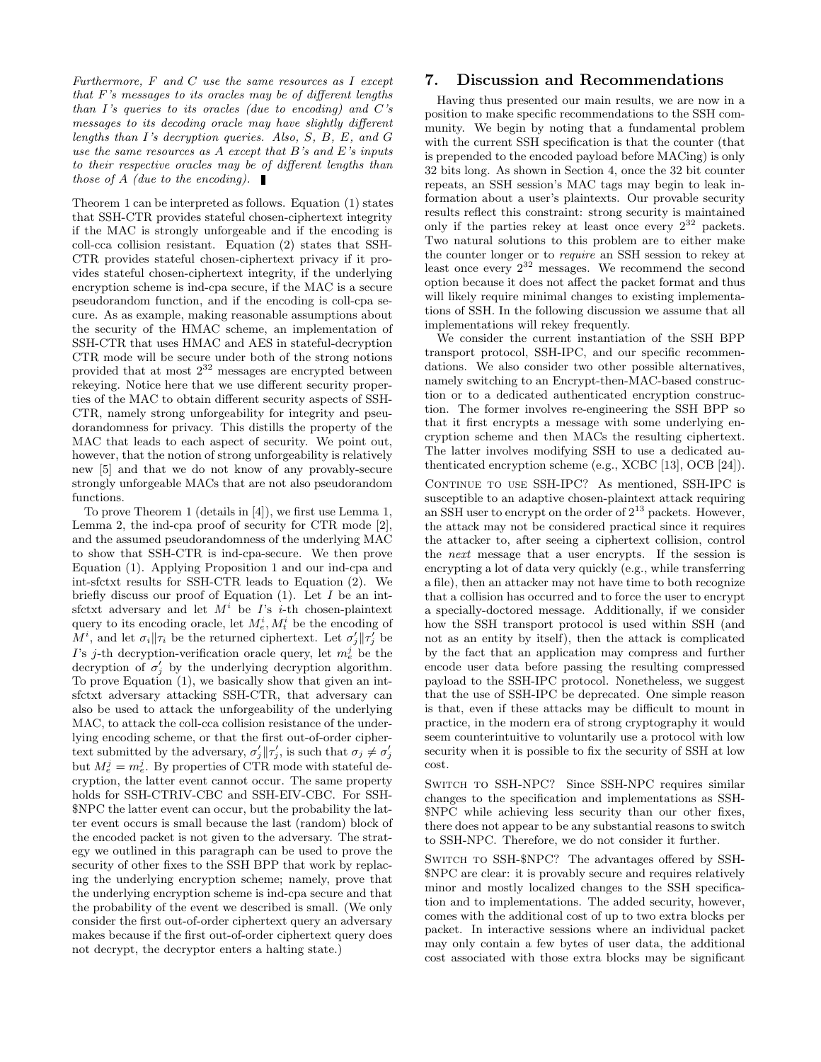*Furthermore, F and C use the same resources as I except that F's messages to its oracles may be of different lengths than I's queries to its oracles (due to encoding) and C's messages to its decoding oracle may have slightly different lengths than I's decryption queries. Also, S, B, E, and G use the same resources as A except that B's and E's inputs to their respective oracles may be of different lengths than those of A (due to the encoding).* ∎

Theorem 1 can be interpreted as follows. Equation (1) states that SSH-CTR provides stateful chosen-ciphertext integrity if the MAC is strongly unforgeable and if the encoding is coll-cca collision resistant. Equation (2) states that SSH-CTR provides stateful chosen-ciphertext privacy if it provides stateful chosen-ciphertext integrity, if the underlying encryption scheme is ind-cpa secure, if the MAC is a secure pseudorandom function, and if the encoding is coll-cpa secure. As as example, making reasonable assumptions about the security of the HMAC scheme, an implementation of SSH-CTR that uses HMAC and AES in stateful-decryption CTR mode will be secure under both of the strong notions provided that at most $2^{32}$ messages are encrypted between rekeying. Notice here that we use different security properties of the MAC to obtain different security aspects of SSH-CTR, namely strong unforgeability for integrity and pseudorandomness for privacy. This distills the property of the MAC that leads to each aspect of security. We point out, however, that the notion of strong unforgeability is relatively new [5] and that we do not know of any provably-secure strongly unforgeable MACs that are not also pseudorandom functions.

To prove Theorem 1 (details in [4]), we first use Lemma 1, Lemma 2, the ind-cpa proof of security for CTR mode [2], and the assumed pseudorandomness of the underlying MAC to show that SSH-CTR is ind-cpa-secure. We then prove Equation (1). Applying Proposition 1 and our ind-cpa and int-sfctxt results for SSH-CTR leads to Equation (2). We briefly discuss our proof of Equation (1). Let $I$ be an int-sfctxt adversary and let $M^i$ be $I$'s $i$-th chosen-plaintext query to its encoding oracle, let $M_e^i, M_t^i$ be the encoding of $M^i$, and let $\sigma_i \| \tau_i$ be the returned ciphertext. Let $\sigma_j' \| \tau_j'$ be $I$'s $j$-th decryption-verification oracle query, let $m_e^j$ be the decryption of $\sigma_j'$ by the underlying decryption algorithm. To prove Equation (1), we basically show that given an int-sfctxt adversary attacking SSH-CTR, that adversary can also be used to attack the unforgeability of the underlying MAC, to attack the coll-cca collision resistance of the underlying encoding scheme, or that the first out-of-order ciphertext submitted by the adversary, $\sigma_j' \| \tau_j'$, is such that $\sigma_j \neq \sigma_j'$ but $M_e^j = m_e^j$. By properties of CTR mode with stateful decryption, the latter event cannot occur. The same property holds for SSH-CTRIV-CBC and SSH-EIV-CBC. For SSH-\$NPC the latter event can occur, but the probability the latter event occurs is small because the last (random) block of the encoded packet is not given to the adversary. The strategy we outlined in this paragraph can be used to prove the security of other fixes to the SSH BPP that work by replacing the underlying encryption scheme; namely, prove that the underlying encryption scheme is ind-cpa secure and that the probability of the event we described is small. (We only consider the first out-of-order ciphertext query an adversary makes because if the first out-of-order ciphertext query does not decrypt, the decryptor enters a halting state.)

## 7. Discussion and Recommendations

Having thus presented our main results, we are now in a position to make specific recommendations to the SSH community. We begin by noting that a fundamental problem with the current SSH specification is that the counter (that is prepended to the encoded payload before MACing) is only 32 bits long. As shown in Section 4, once the 32 bit counter repeats, an SSH session's MAC tags may begin to leak information about a user's plaintexts. Our provable security results reflect this constraint: strong security is maintained only if the parties rekey at least once every $2^{32}$ packets. Two natural solutions to this problem are to either make the counter longer or to *require* an SSH session to rekey at least once every $2^{32}$ messages. We recommend the second option because it does not affect the packet format and thus will likely require minimal changes to existing implementations of SSH. In the following discussion we assume that all implementations will rekey frequently.

We consider the current instantiation of the SSH BPP transport protocol, SSH-IPC, and our specific recommendations. We also consider two other possible alternatives, namely switching to an Encrypt-then-MAC-based construction or to a dedicated authenticated encryption construction. The former involves re-engineering the SSH BPP so that it first encrypts a message with some underlying encryption scheme and then MACs the resulting ciphertext. The latter involves modifying SSH to use a dedicated authenticated encryption scheme (e.g., XCBC [13], OCB [24]).

Continue to use SSH-IPC? As mentioned, SSH-IPC is susceptible to an adaptive chosen-plaintext attack requiring an SSH user to encrypt on the order of $2^{13}$ packets. However, the attack may not be considered practical since it requires the attacker to, after seeing a ciphertext collision, control the *next* message that a user encrypts. If the session is encrypting a lot of data very quickly (e.g., while transferring a file), then an attacker may not have time to both recognize that a collision has occurred and to force the user to encrypt a specially-doctored message. Additionally, if we consider how the SSH transport protocol is used within SSH (and not as an entity by itself), then the attack is complicated by the fact that an application may compress and further encode user data before passing the resulting compressed payload to the SSH-IPC protocol. Nonetheless, we suggest that the use of SSH-IPC be deprecated. One simple reason is that, even if these attacks may be difficult to mount in practice, in the modern era of strong cryptography it would seem counterintuitive to voluntarily use a protocol with low security when it is possible to fix the security of SSH at low cost.

Switch to SSH-NPC? Since SSH-NPC requires similar changes to the specification and implementations as SSH-\$NPC while achieving less security than our other fixes, there does not appear to be any substantial reasons to switch to SSH-NPC. Therefore, we do not consider it further.

Switch to SSH-\$NPC? The advantages offered by SSH-\$NPC are clear: it is provably secure and requires relatively minor and mostly localized changes to the SSH specification and to implementations. The added security, however, comes with the additional cost of up to two extra blocks per packet. In interactive sessions where an individual packet may only contain a few bytes of user data, the additional cost associated with those extra blocks may be significant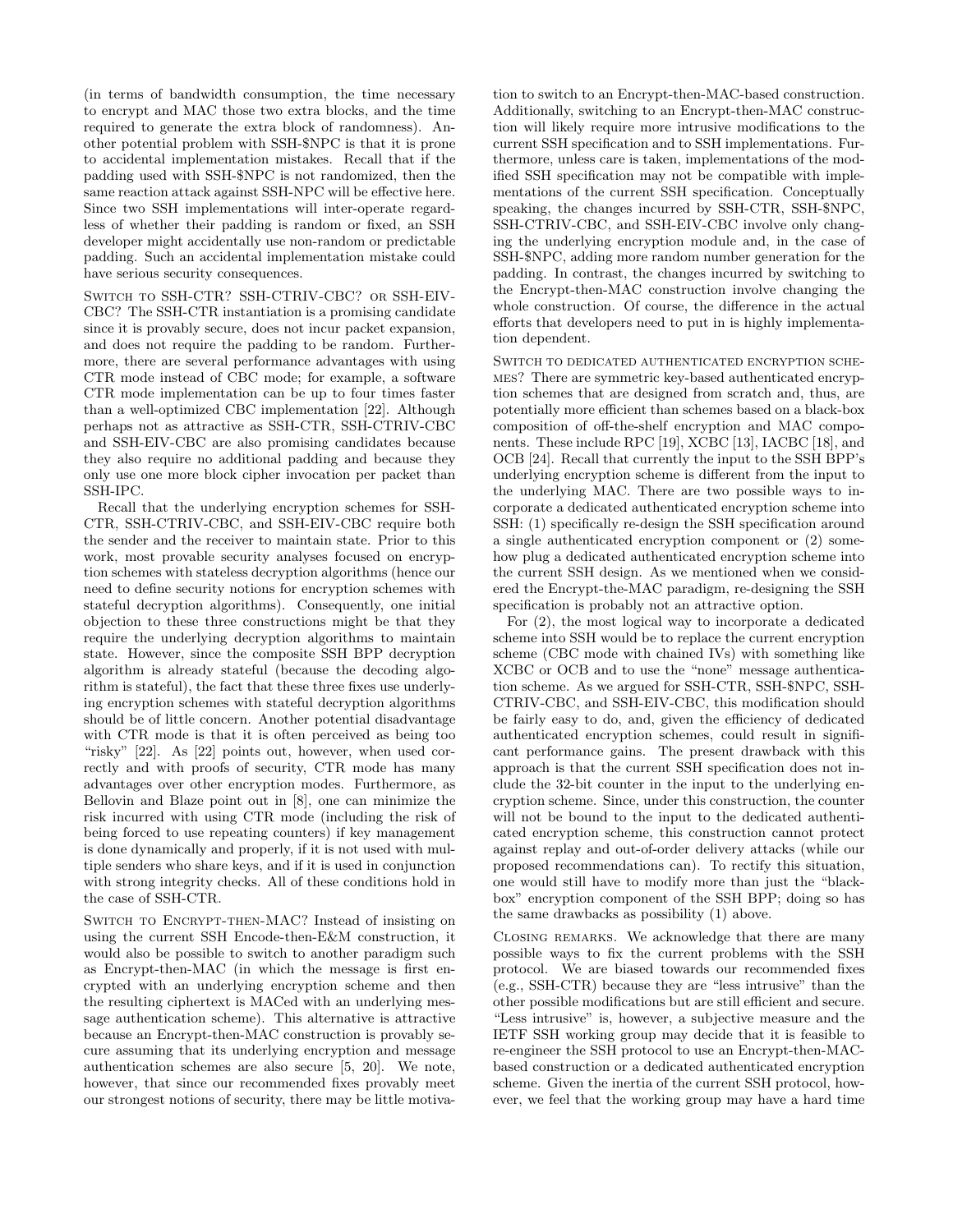(in terms of bandwidth consumption, the time necessary to encrypt and MAC those two extra blocks, and the time required to generate the extra block of randomness). Another potential problem with SSH-\$NPC is that it is prone to accidental implementation mistakes. Recall that if the padding used with SSH-\$NPC is not randomized, then the same reaction attack against SSH-NPC will be effective here. Since two SSH implementations will inter-operate regardless of whether their padding is random or fixed, an SSH developer might accidentally use non-random or predictable padding. Such an accidental implementation mistake could have serious security consequences.

Switch to SSH-CTR? SSH-CTRIV-CBC? or SSH-EIV-CBC? The SSH-CTR instantiation is a promising candidate since it is provably secure, does not incur packet expansion, and does not require the padding to be random. Furthermore, there are several performance advantages with using CTR mode instead of CBC mode; for example, a software CTR mode implementation can be up to four times faster than a well-optimized CBC implementation [22]. Although perhaps not as attractive as SSH-CTR, SSH-CTRIV-CBC and SSH-EIV-CBC are also promising candidates because they also require no additional padding and because they only use one more block cipher invocation per packet than SSH-IPC.

Recall that the underlying encryption schemes for SSH-CTR, SSH-CTRIV-CBC, and SSH-EIV-CBC require both the sender and the receiver to maintain state. Prior to this work, most provable security analyses focused on encryption schemes with stateless decryption algorithms (hence our need to define security notions for encryption schemes with stateful decryption algorithms). Consequently, one initial objection to these three constructions might be that they require the underlying decryption algorithms to maintain state. However, since the composite SSH BPP decryption algorithm is already stateful (because the decoding algorithm is stateful), the fact that these three fixes use underlying encryption schemes with stateful decryption algorithms should be of little concern. Another potential disadvantage with CTR mode is that it is often perceived as being too "risky" [22]. As [22] points out, however, when used correctly and with proofs of security, CTR mode has many advantages over other encryption modes. Furthermore, as Bellovin and Blaze point out in [8], one can minimize the risk incurred with using CTR mode (including the risk of being forced to use repeating counters) if key management is done dynamically and properly, if it is not used with multiple senders who share keys, and if it is used in conjunction with strong integrity checks. All of these conditions hold in the case of SSH-CTR.

Switch to Encrypt-then-MAC? Instead of insisting on using the current SSH Encode-then-E&M construction, it would also be possible to switch to another paradigm such as Encrypt-then-MAC (in which the message is first encrypted with an underlying encryption scheme and then the resulting ciphertext is MACed with an underlying message authentication scheme). This alternative is attractive because an Encrypt-then-MAC construction is provably secure assuming that its underlying encryption and message authentication schemes are also secure [5, 20]. We note, however, that since our recommended fixes provably meet our strongest notions of security, there may be little motivation to switch to an Encrypt-then-MAC-based construction. Additionally, switching to an Encrypt-then-MAC construction will likely require more intrusive modifications to the current SSH specification and to SSH implementations. Furthermore, unless care is taken, implementations of the modified SSH specification may not be compatible with implementations of the current SSH specification. Conceptually speaking, the changes incurred by SSH-CTR, SSH-\$NPC, SSH-CTRIV-CBC, and SSH-EIV-CBC involve only changing the underlying encryption module and, in the case of SSH-\$NPC, adding more random number generation for the padding. In contrast, the changes incurred by switching to the Encrypt-then-MAC construction involve changing the whole construction. Of course, the difference in the actual efforts that developers need to put in is highly implementation dependent.

Switch to dedicated authenticated encryption schemes? There are symmetric key-based authenticated encryption schemes that are designed from scratch and, thus, are potentially more efficient than schemes based on a black-box composition of off-the-shelf encryption and MAC components. These include RPC [19], XCBC [13], IACBC [18], and OCB [24]. Recall that currently the input to the SSH BPP's underlying encryption scheme is different from the input to the underlying MAC. There are two possible ways to incorporate a dedicated authenticated encryption scheme into SSH: (1) specifically re-design the SSH specification around a single authenticated encryption component or (2) somehow plug a dedicated authenticated encryption scheme into the current SSH design. As we mentioned when we considered the Encrypt-the-MAC paradigm, re-designing the SSH specification is probably not an attractive option.

For (2), the most logical way to incorporate a dedicated scheme into SSH would be to replace the current encryption scheme (CBC mode with chained IVs) with something like XCBC or OCB and to use the "none" message authentication scheme. As we argued for SSH-CTR, SSH-\$NPC, SSH-CTRIV-CBC, and SSH-EIV-CBC, this modification should be fairly easy to do, and, given the efficiency of dedicated authenticated encryption schemes, could result in significant performance gains. The present drawback with this approach is that the current SSH specification does not include the 32-bit counter in the input to the underlying encryption scheme. Since, under this construction, the counter will not be bound to the input to the dedicated authenticated encryption scheme, this construction cannot protect against replay and out-of-order delivery attacks (while our proposed recommendations can). To rectify this situation, one would still have to modify more than just the "black-box" encryption component of the SSH BPP; doing so has the same drawbacks as possibility (1) above.

Closing remarks. We acknowledge that there are many possible ways to fix the current problems with the SSH protocol. We are biased towards our recommended fixes (e.g., SSH-CTR) because they are "less intrusive" than the other possible modifications but are still efficient and secure. "Less intrusive" is, however, a subjective measure and the IETF SSH working group may decide that it is feasible to re-engineer the SSH protocol to use an Encrypt-then-MAC-based construction or a dedicated authenticated encryption scheme. Given the inertia of the current SSH protocol, however, we feel that the working group may have a hard time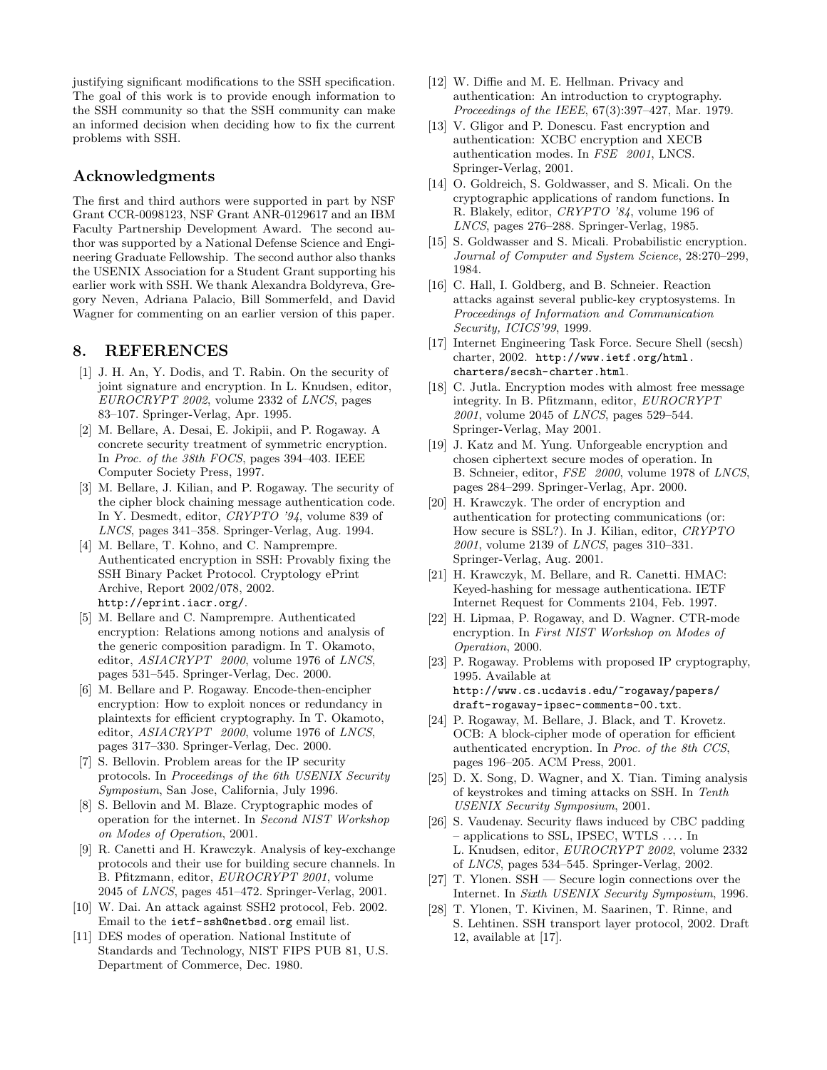justifying significant modifications to the SSH specification. The goal of this work is to provide enough information to the SSH community so that the SSH community can make an informed decision when deciding how to fix the current problems with SSH.

## Acknowledgments

The first and third authors were supported in part by NSF Grant CCR-0098123, NSF Grant ANR-0129617 and an IBM Faculty Partnership Development Award. The second author was supported by a National Defense Science and Engineering Graduate Fellowship. The second author also thanks the USENIX Association for a Student Grant supporting his earlier work with SSH. We thank Alexandra Boldyreva, Gregory Neven, Adriana Palacio, Bill Sommerfeld, and David Wagner for commenting on an earlier version of this paper.

## 8. REFERENCES

[1] J. H. An, Y. Dodis, and T. Rabin. On the security of joint signature and encryption. In L. Knudsen, editor, *EUROCRYPT 2002*, volume 2332 of *LNCS*, pages 83–107. Springer-Verlag, Apr. 1995.

[2] M. Bellare, A. Desai, E. Jokipii, and P. Rogaway. A concrete security treatment of symmetric encryption. In *Proc. of the 38th FOCS*, pages 394–403. IEEE Computer Society Press, 1997.

[3] M. Bellare, J. Kilian, and P. Rogaway. The security of the cipher block chaining message authentication code. In Y. Desmedt, editor, *CRYPTO '94*, volume 839 of *LNCS*, pages 341–358. Springer-Verlag, Aug. 1994.

[4] M. Bellare, T. Kohno, and C. Namprempre. Authenticated encryption in SSH: Provably fixing the SSH Binary Packet Protocol. Cryptology ePrint Archive, Report 2002/078, 2002. http://eprint.iacr.org/.

[5] M. Bellare and C. Namprempre. Authenticated encryption: Relations among notions and analysis of the generic composition paradigm. In T. Okamoto, editor, *ASIACRYPT 2000*, volume 1976 of *LNCS*, pages 531–545. Springer-Verlag, Dec. 2000.

[6] M. Bellare and P. Rogaway. Encode-then-encipher encryption: How to exploit nonces or redundancy in plaintexts for efficient cryptography. In T. Okamoto, editor, *ASIACRYPT 2000*, volume 1976 of *LNCS*, pages 317–330. Springer-Verlag, Dec. 2000.

[7] S. Bellovin. Problem areas for the IP security protocols. In *Proceedings of the 6th USENIX Security Symposium*, San Jose, California, July 1996.

[8] S. Bellovin and M. Blaze. Cryptographic modes of operation for the internet. In *Second NIST Workshop on Modes of Operation*, 2001.

[9] R. Canetti and H. Krawczyk. Analysis of key-exchange protocols and their use for building secure channels. In B. Pfitzmann, editor, *EUROCRYPT 2001*, volume 2045 of *LNCS*, pages 451–472. Springer-Verlag, 2001.

[10] W. Dai. An attack against SSH2 protocol, Feb. 2002. Email to the ietf-ssh@netbsd.org email list.

[11] DES modes of operation. National Institute of Standards and Technology, NIST FIPS PUB 81, U.S. Department of Commerce, Dec. 1980.

[12] W. Diffie and M. E. Hellman. Privacy and authentication: An introduction to cryptography. *Proceedings of the IEEE*, 67(3):397–427, Mar. 1979.

[13] V. Gligor and P. Donescu. Fast encryption and authentication: XCBC encryption and XECB authentication modes. In *FSE 2001*, LNCS. Springer-Verlag, 2001.

[14] O. Goldreich, S. Goldwasser, and S. Micali. On the cryptographic applications of random functions. In R. Blakely, editor, *CRYPTO '84*, volume 196 of *LNCS*, pages 276–288. Springer-Verlag, 1985.

[15] S. Goldwasser and S. Micali. Probabilistic encryption. *Journal of Computer and System Science*, 28:270–299, 1984.

[16] C. Hall, I. Goldberg, and B. Schneier. Reaction attacks against several public-key cryptosystems. In *Proceedings of Information and Communication Security, ICICS'99*, 1999.

[17] Internet Engineering Task Force. Secure Shell (secsh) charter, 2002. http://www.ietf.org/html.charters/secsh-charter.html.

[18] C. Jutla. Encryption modes with almost free message integrity. In B. Pfitzmann, editor, *EUROCRYPT 2001*, volume 2045 of *LNCS*, pages 529–544. Springer-Verlag, May 2001.

[19] J. Katz and M. Yung. Unforgeable encryption and chosen ciphertext secure modes of operation. In B. Schneier, editor, *FSE 2000*, volume 1978 of *LNCS*, pages 284–299. Springer-Verlag, Apr. 2000.

[20] H. Krawczyk. The order of encryption and authentication for protecting communications (or: How secure is SSL?). In J. Kilian, editor, *CRYPTO 2001*, volume 2139 of *LNCS*, pages 310–331. Springer-Verlag, Aug. 2001.

[21] H. Krawczyk, M. Bellare, and R. Canetti. HMAC: Keyed-hashing for message authenticationa. IETF Internet Request for Comments 2104, Feb. 1997.

[22] H. Lipmaa, P. Rogaway, and D. Wagner. CTR-mode encryption. In *First NIST Workshop on Modes of Operation*, 2000.

[23] P. Rogaway. Problems with proposed IP cryptography, 1995. Available at http://www.cs.ucdavis.edu/~rogaway/papers/draft-rogaway-ipsec-comments-00.txt.

[24] P. Rogaway, M. Bellare, J. Black, and T. Krovetz. OCB: A block-cipher mode of operation for efficient authenticated encryption. In *Proc. of the 8th CCS*, pages 196–205. ACM Press, 2001.

[25] D. X. Song, D. Wagner, and X. Tian. Timing analysis of keystrokes and timing attacks on SSH. In *Tenth USENIX Security Symposium*, 2001.

[26] S. Vaudenay. Security flaws induced by CBC padding – applications to SSL, IPSEC, WTLS .... In L. Knudsen, editor, *EUROCRYPT 2002*, volume 2332 of *LNCS*, pages 534–545. Springer-Verlag, 2002.

[27] T. Ylonen. SSH — Secure login connections over the Internet. In *Sixth USENIX Security Symposium*, 1996.

[28] T. Ylonen, T. Kivinen, M. Saarinen, T. Rinne, and S. Lehtinen. SSH transport layer protocol, 2002. Draft 12, available at [17].